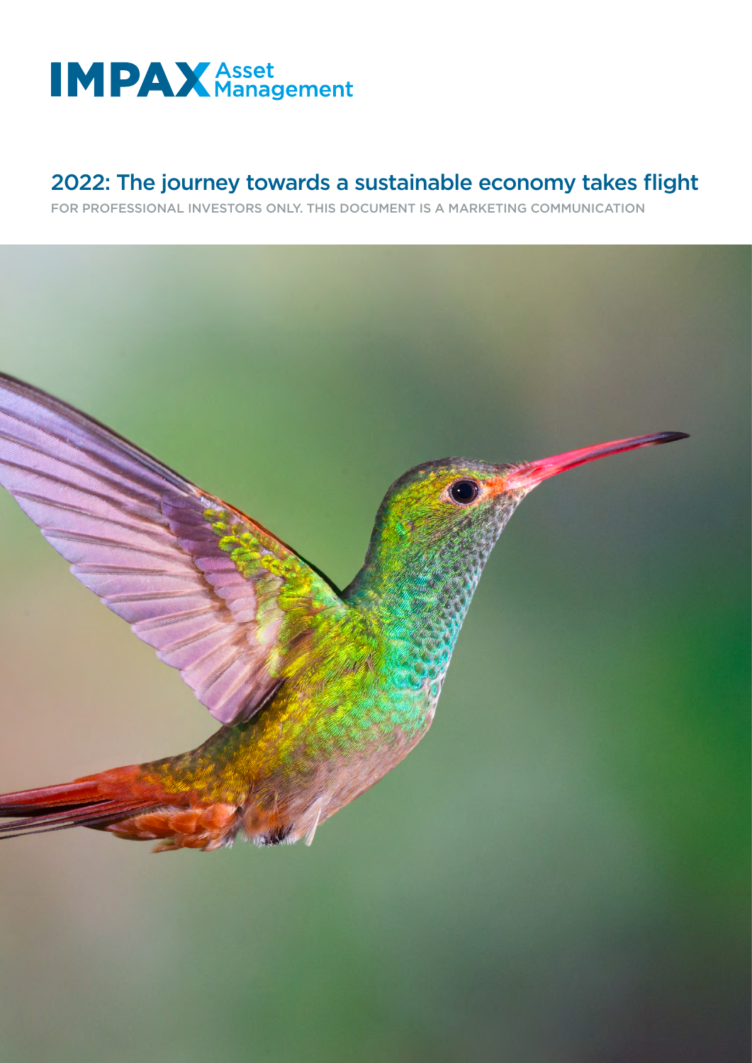IMPAX Asset Management

# 2022: The journey towards a sustainable economy takes flight

FOR PROFESSIONAL INVESTORS ONLY. THIS DOCUMENT IS A MARKETING COMMUNICATION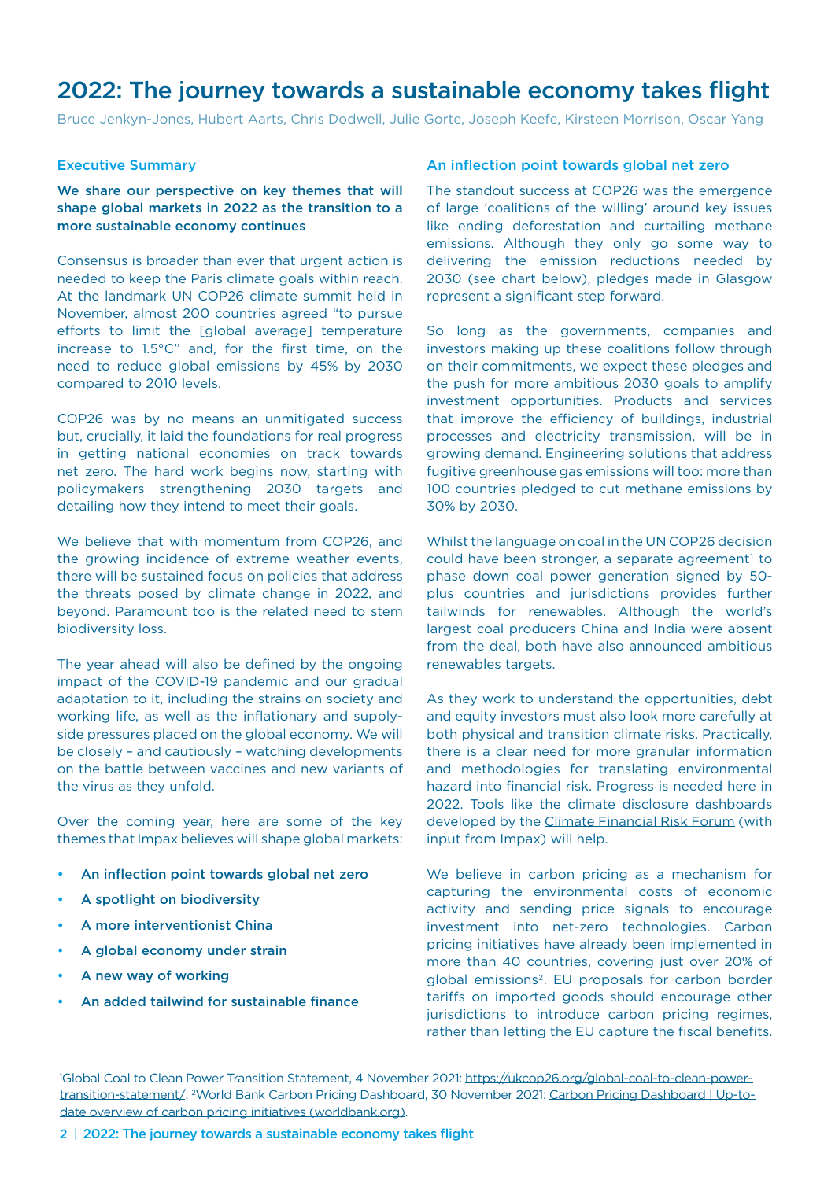# 2022: The journey towards a sustainable economy takes flight

Bruce Jenkyn-Jones, Hubert Aarts, Chris Dodwell, Julie Gorte, Joseph Keefe, Kirsteen Morrison, Oscar Yang

## Executive Summary

**We share our perspective on key themes that will shape global markets in 2022 as the transition to a more sustainable economy continues**

Consensus is broader than ever that urgent action is needed to keep the Paris climate goals within reach. At the landmark UN COP26 climate summit held in November, almost 200 countries agreed "to pursue efforts to limit the [global average] temperature increase to 1.5°C" and, for the first time, on the need to reduce global emissions by 45% by 2030 compared to 2010 levels.

COP26 was by no means an unmitigated success but, crucially, it laid the foundations for real progress in getting national economies on track towards net zero. The hard work begins now, starting with policymakers strengthening 2030 targets and detailing how they intend to meet their goals.

We believe that with momentum from COP26, and the growing incidence of extreme weather events, there will be sustained focus on policies that address the threats posed by climate change in 2022, and beyond. Paramount too is the related need to stem biodiversity loss.

The year ahead will also be defined by the ongoing impact of the COVID-19 pandemic and our gradual adaptation to it, including the strains on society and working life, as well as the inflationary and supply-side pressures placed on the global economy. We will be closely – and cautiously – watching developments on the battle between vaccines and new variants of the virus as they unfold.

Over the coming year, here are some of the key themes that Impax believes will shape global markets:

- **An inflection point towards global net zero**
- **A spotlight on biodiversity**
- **A more interventionist China**
- **A global economy under strain**
- **A new way of working**
- **An added tailwind for sustainable finance**

## An inflection point towards global net zero

The standout success at COP26 was the emergence of large 'coalitions of the willing' around key issues like ending deforestation and curtailing methane emissions. Although they only go some way to delivering the emission reductions needed by 2030 (see chart below), pledges made in Glasgow represent a significant step forward.

So long as the governments, companies and investors making up these coalitions follow through on their commitments, we expect these pledges and the push for more ambitious 2030 goals to amplify investment opportunities. Products and services that improve the efficiency of buildings, industrial processes and electricity transmission, will be in growing demand. Engineering solutions that address fugitive greenhouse gas emissions will too: more than 100 countries pledged to cut methane emissions by 30% by 2030.

Whilst the language on coal in the UN COP26 decision could have been stronger, a separate agreement[1] to phase down coal power generation signed by 50-plus countries and jurisdictions provides further tailwinds for renewables. Although the world's largest coal producers China and India were absent from the deal, both have also announced ambitious renewables targets.

As they work to understand the opportunities, debt and equity investors must also look more carefully at both physical and transition climate risks. Practically, there is a clear need for more granular information and methodologies for translating environmental hazard into financial risk. Progress is needed here in 2022. Tools like the climate disclosure dashboards developed by the Climate Financial Risk Forum (with input from Impax) will help.

We believe in carbon pricing as a mechanism for capturing the environmental costs of economic activity and sending price signals to encourage investment into net-zero technologies. Carbon pricing initiatives have already been implemented in more than 40 countries, covering just over 20% of global emissions[2]. EU proposals for carbon border tariffs on imported goods should encourage other jurisdictions to introduce carbon pricing regimes, rather than letting the EU capture the fiscal benefits.

[1]Global Coal to Clean Power Transition Statement, 4 November 2021: https://ukcop26.org/global-coal-to-clean-power-transition-statement/. [2]World Bank Carbon Pricing Dashboard, 30 November 2021: Carbon Pricing Dashboard | Up-to-date overview of carbon pricing initiatives (worldbank.org).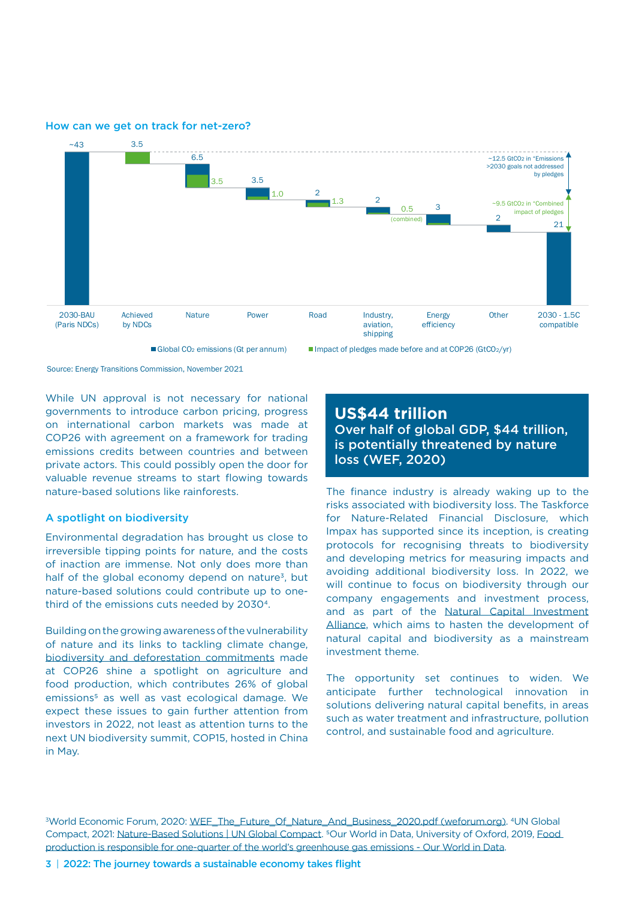### How can we get on track for net-zero?

| Category | Global $CO_2$ emissions (Gt per annum) | Impact of pledges made before and at COP26 ($GtCO_2$/yr) |
|---|---|---|
| 2030-BAU (Paris NDCs) | ~43 | |
| Achieved by NDCs | | 3.5 |
| Nature | 6.5 | 3.5 |
| Power | 3.5 | 1.0 |
| Road | 2 | 1.3 |
| Industry, aviation, shipping | 2 | 0.5 (combined) |
| Energy efficiency | 3 | |
| Other | 2 | |
| 2030 - 1.5C compatible | 21 | |

~12.5 $GtCO_2$ in "Emissions >2030 goals not addressed by pledges

~9.5 $GtCO_2$ in "Combined impact of pledges

Source: Energy Transitions Commission, November 2021

While UN approval is not necessary for national governments to introduce carbon pricing, progress on international carbon markets was made at COP26 with agreement on a framework for trading emissions credits between countries and between private actors. This could possibly open the door for valuable revenue streams to start flowing towards nature-based solutions like rainforests.

### A spotlight on biodiversity

Environmental degradation has brought us close to irreversible tipping points for nature, and the costs of inaction are immense. Not only does more than half of the global economy depend on nature[3], but nature-based solutions could contribute up to one-third of the emissions cuts needed by 2030[4].

Building on the growing awareness of the vulnerability of nature and its links to tackling climate change, biodiversity and deforestation commitments made at COP26 shine a spotlight on agriculture and food production, which contributes 26% of global emissions[5] as well as vast ecological damage. We expect these issues to gain further attention from investors in 2022, not least as attention turns to the next UN biodiversity summit, COP15, hosted in China in May.

> **US$44 trillion**
> **Over half of global GDP, $44 trillion, is potentially threatened by nature loss (WEF, 2020)**

The finance industry is already waking up to the risks associated with biodiversity loss. The Taskforce for Nature-Related Financial Disclosure, which Impax has supported since its inception, is creating protocols for recognising threats to biodiversity and developing metrics for measuring impacts and avoiding additional biodiversity loss. In 2022, we will continue to focus on biodiversity through our company engagements and investment process, and as part of the Natural Capital Investment Alliance, which aims to hasten the development of natural capital and biodiversity as a mainstream investment theme.

The opportunity set continues to widen. We anticipate further technological innovation in solutions delivering natural capital benefits, in areas such as water treatment and infrastructure, pollution control, and sustainable food and agriculture.

[3]World Economic Forum, 2020: WEF_The_Future_Of_Nature_And_Business_2020.pdf (weforum.org). [4]UN Global Compact, 2021: Nature-Based Solutions | UN Global Compact. [5]Our World in Data, University of Oxford, 2019, Food production is responsible for one-quarter of the world's greenhouse gas emissions - Our World in Data.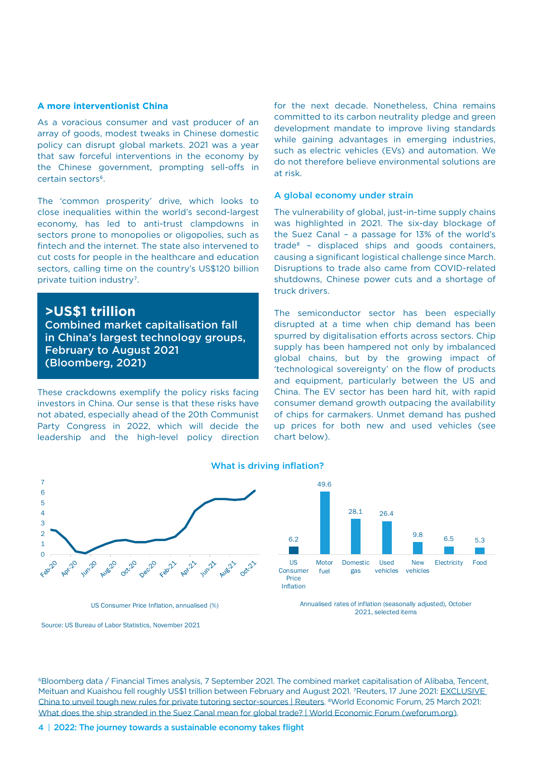### A more interventionist China

As a voracious consumer and vast producer of an array of goods, modest tweaks in Chinese domestic policy can disrupt global markets. 2021 was a year that saw forceful interventions in the economy by the Chinese government, prompting sell-offs in certain sectors[6].

The 'common prosperity' drive, which looks to close inequalities within the world's second-largest economy, has led to anti-trust clampdowns in sectors prone to monopolies or oligopolies, such as fintech and the internet. The state also intervened to cut costs for people in the healthcare and education sectors, calling time on the country's US$120 billion private tuition industry[7].

> **>US$1 trillion**
> **Combined market capitalisation fall in China's largest technology groups, February to August 2021 (Bloomberg, 2021)**

These crackdowns exemplify the policy risks facing investors in China. Our sense is that these risks have not abated, especially ahead of the 20th Communist Party Congress in 2022, which will decide the leadership and the high-level policy direction for the next decade. Nonetheless, China remains committed to its carbon neutrality pledge and green development mandate to improve living standards while gaining advantages in emerging industries, such as electric vehicles (EVs) and automation. We do not therefore believe environmental solutions are at risk.

### A global economy under strain

The vulnerability of global, just-in-time supply chains was highlighted in 2021. The six-day blockage of the Suez Canal – a passage for 13% of the world's trade[8] – displaced ships and goods containers, causing a significant logistical challenge since March. Disruptions to trade also came from COVID-related shutdowns, Chinese power cuts and a shortage of truck drivers.

The semiconductor sector has been especially disrupted at a time when chip demand has been spurred by digitalisation efforts across sectors. Chip supply has been hampered not only by imbalanced global chains, but by the growing impact of 'technological sovereignty' on the flow of products and equipment, particularly between the US and China. The EV sector has been hard hit, with rapid consumer demand growth outpacing the availability of chips for carmakers. Unmet demand has pushed up prices for both new and used vehicles (see chart below).

**What is driving inflation?**

US Consumer Price Inflation, annualised (%)

| Item | Annualised inflation (%) |
|---|---|
| US Consumer Price Inflation | 6.2 |
| Motor fuel | 49.6 |
| Domestic gas | 28.1 |
| Used vehicles | 26.4 |
| New vehicles | 9.8 |
| Electricity | 6.5 |
| Food | 5.3 |

Annualised rates of inflation (seasonally adjusted), October 2021, selected items

Source: US Bureau of Labor Statistics, November 2021

[6]Bloomberg data / Financial Times analysis, 7 September 2021. The combined market capitalisation of Alibaba, Tencent, Meituan and Kuaishou fell roughly US$1 trillion between February and August 2021. [7]Reuters, 17 June 2021: EXCLUSIVE China to unveil tough new rules for private tutoring sector-sources | Reuters. [8]World Economic Forum, 25 March 2021: What does the ship stranded in the Suez Canal mean for global trade? | World Economic Forum (weforum.org).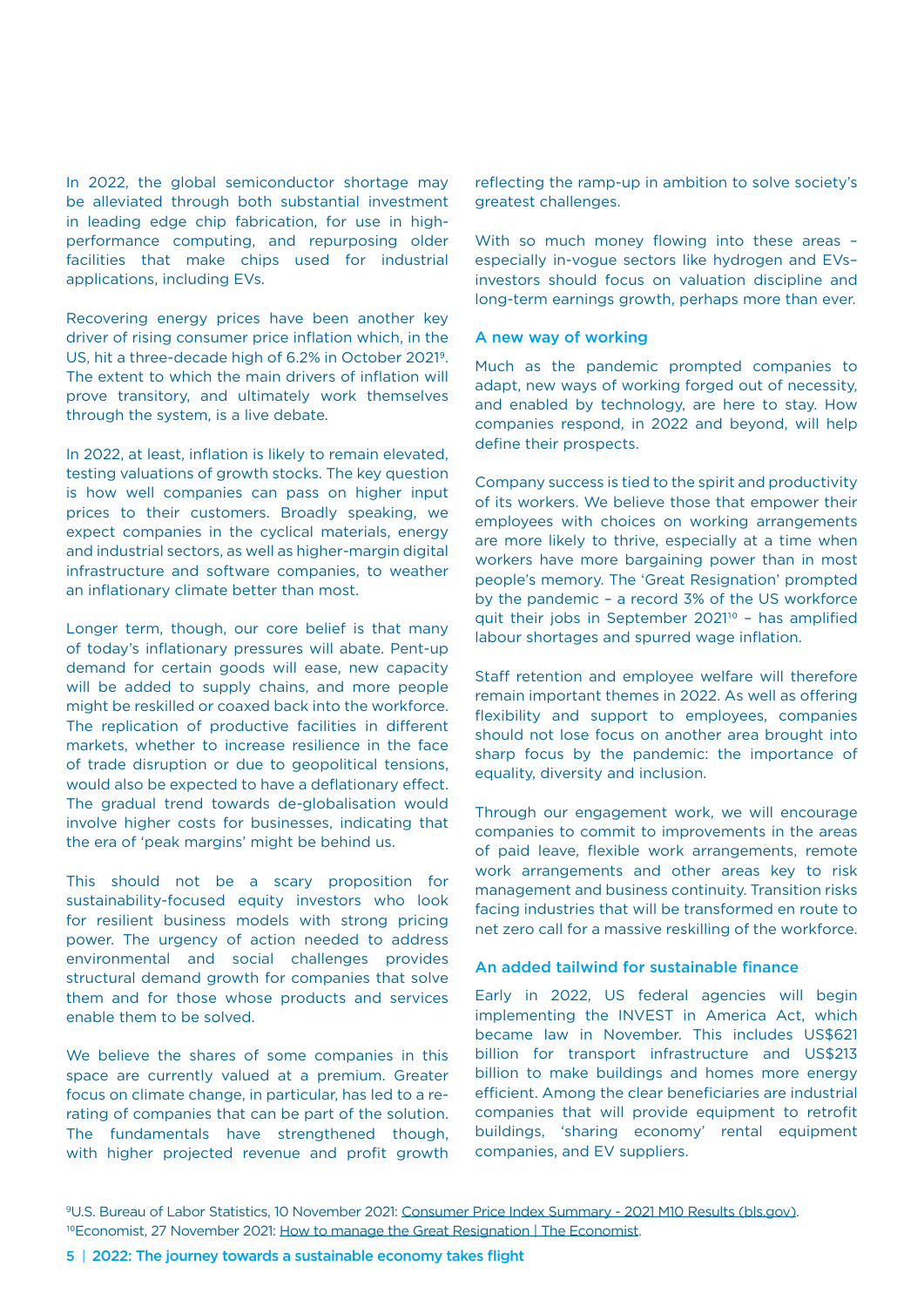In 2022, the global semiconductor shortage may be alleviated through both substantial investment in leading edge chip fabrication, for use in high-performance computing, and repurposing older facilities that make chips used for industrial applications, including EVs.

Recovering energy prices have been another key driver of rising consumer price inflation which, in the US, hit a three-decade high of 6.2% in October 2021[9]. The extent to which the main drivers of inflation will prove transitory, and ultimately work themselves through the system, is a live debate.

In 2022, at least, inflation is likely to remain elevated, testing valuations of growth stocks. The key question is how well companies can pass on higher input prices to their customers. Broadly speaking, we expect companies in the cyclical materials, energy and industrial sectors, as well as higher-margin digital infrastructure and software companies, to weather an inflationary climate better than most.

Longer term, though, our core belief is that many of today's inflationary pressures will abate. Pent-up demand for certain goods will ease, new capacity will be added to supply chains, and more people might be reskilled or coaxed back into the workforce. The replication of productive facilities in different markets, whether to increase resilience in the face of trade disruption or due to geopolitical tensions, would also be expected to have a deflationary effect. The gradual trend towards de-globalisation would involve higher costs for businesses, indicating that the era of 'peak margins' might be behind us.

This should not be a scary proposition for sustainability-focused equity investors who look for resilient business models with strong pricing power. The urgency of action needed to address environmental and social challenges provides structural demand growth for companies that solve them and for those whose products and services enable them to be solved.

We believe the shares of some companies in this space are currently valued at a premium. Greater focus on climate change, in particular, has led to a re-rating of companies that can be part of the solution. The fundamentals have strengthened though, with higher projected revenue and profit growth reflecting the ramp-up in ambition to solve society's greatest challenges.

With so much money flowing into these areas – especially in-vogue sectors like hydrogen and EVs– investors should focus on valuation discipline and long-term earnings growth, perhaps more than ever.

### A new way of working

Much as the pandemic prompted companies to adapt, new ways of working forged out of necessity, and enabled by technology, are here to stay. How companies respond, in 2022 and beyond, will help define their prospects.

Company success is tied to the spirit and productivity of its workers. We believe those that empower their employees with choices on working arrangements are more likely to thrive, especially at a time when workers have more bargaining power than in most people's memory. The 'Great Resignation' prompted by the pandemic – a record 3% of the US workforce quit their jobs in September 2021[10] – has amplified labour shortages and spurred wage inflation.

Staff retention and employee welfare will therefore remain important themes in 2022. As well as offering flexibility and support to employees, companies should not lose focus on another area brought into sharp focus by the pandemic: the importance of equality, diversity and inclusion.

Through our engagement work, we will encourage companies to commit to improvements in the areas of paid leave, flexible work arrangements, remote work arrangements and other areas key to risk management and business continuity. Transition risks facing industries that will be transformed en route to net zero call for a massive reskilling of the workforce.

### An added tailwind for sustainable finance

Early in 2022, US federal agencies will begin implementing the INVEST in America Act, which became law in November. This includes US$621 billion for transport infrastructure and US$213 billion to make buildings and homes more energy efficient. Among the clear beneficiaries are industrial companies that will provide equipment to retrofit buildings, 'sharing economy' rental equipment companies, and EV suppliers.

[9]U.S. Bureau of Labor Statistics, 10 November 2021: Consumer Price Index Summary - 2021 M10 Results (bls.gov).
[10]Economist, 27 November 2021: How to manage the Great Resignation | The Economist.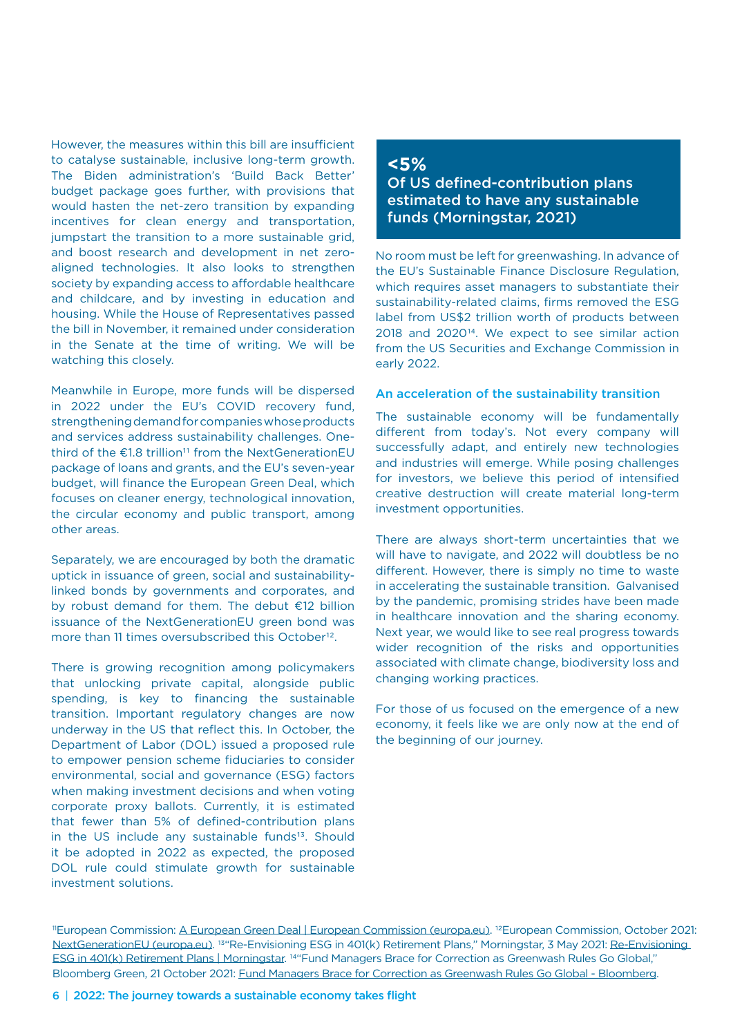However, the measures within this bill are insufficient to catalyse sustainable, inclusive long-term growth. The Biden administration's 'Build Back Better' budget package goes further, with provisions that would hasten the net-zero transition by expanding incentives for clean energy and transportation, jumpstart the transition to a more sustainable grid, and boost research and development in net zero-aligned technologies. It also looks to strengthen society by expanding access to affordable healthcare and childcare, and by investing in education and housing. While the House of Representatives passed the bill in November, it remained under consideration in the Senate at the time of writing. We will be watching this closely.

Meanwhile in Europe, more funds will be dispersed in 2022 under the EU's COVID recovery fund, strengthening demand for companies whose products and services address sustainability challenges. One-third of the €1.8 trillion[11] from the NextGenerationEU package of loans and grants, and the EU's seven-year budget, will finance the European Green Deal, which focuses on cleaner energy, technological innovation, the circular economy and public transport, among other areas.

Separately, we are encouraged by both the dramatic uptick in issuance of green, social and sustainability-linked bonds by governments and corporates, and by robust demand for them. The debut €12 billion issuance of the NextGenerationEU green bond was more than 11 times oversubscribed this October[12].

There is growing recognition among policymakers that unlocking private capital, alongside public spending, is key to financing the sustainable transition. Important regulatory changes are now underway in the US that reflect this. In October, the Department of Labor (DOL) issued a proposed rule to empower pension scheme fiduciaries to consider environmental, social and governance (ESG) factors when making investment decisions and when voting corporate proxy ballots. Currently, it is estimated that fewer than 5% of defined-contribution plans in the US include any sustainable funds[13]. Should it be adopted in 2022 as expected, the proposed DOL rule could stimulate growth for sustainable investment solutions.

**<5%**
**Of US defined-contribution plans estimated to have any sustainable funds (Morningstar, 2021)**

No room must be left for greenwashing. In advance of the EU's Sustainable Finance Disclosure Regulation, which requires asset managers to substantiate their sustainability-related claims, firms removed the ESG label from US$2 trillion worth of products between 2018 and 2020[14]. We expect to see similar action from the US Securities and Exchange Commission in early 2022.

### An acceleration of the sustainability transition

The sustainable economy will be fundamentally different from today's. Not every company will successfully adapt, and entirely new technologies and industries will emerge. While posing challenges for investors, we believe this period of intensified creative destruction will create material long-term investment opportunities.

There are always short-term uncertainties that we will have to navigate, and 2022 will doubtless be no different. However, there is simply no time to waste in accelerating the sustainable transition. Galvanised by the pandemic, promising strides have been made in healthcare innovation and the sharing economy. Next year, we would like to see real progress towards wider recognition of the risks and opportunities associated with climate change, biodiversity loss and changing working practices.

For those of us focused on the emergence of a new economy, it feels like we are only now at the end of the beginning of our journey.

---

[11]European Commission: A European Green Deal | European Commission (europa.eu). [12]European Commission, October 2021: NextGenerationEU (europa.eu). [13]"Re-Envisioning ESG in 401(k) Retirement Plans," Morningstar, 3 May 2021: Re-Envisioning ESG in 401(k) Retirement Plans | Morningstar. [14]"Fund Managers Brace for Correction as Greenwash Rules Go Global," Bloomberg Green, 21 October 2021: Fund Managers Brace for Correction as Greenwash Rules Go Global - Bloomberg.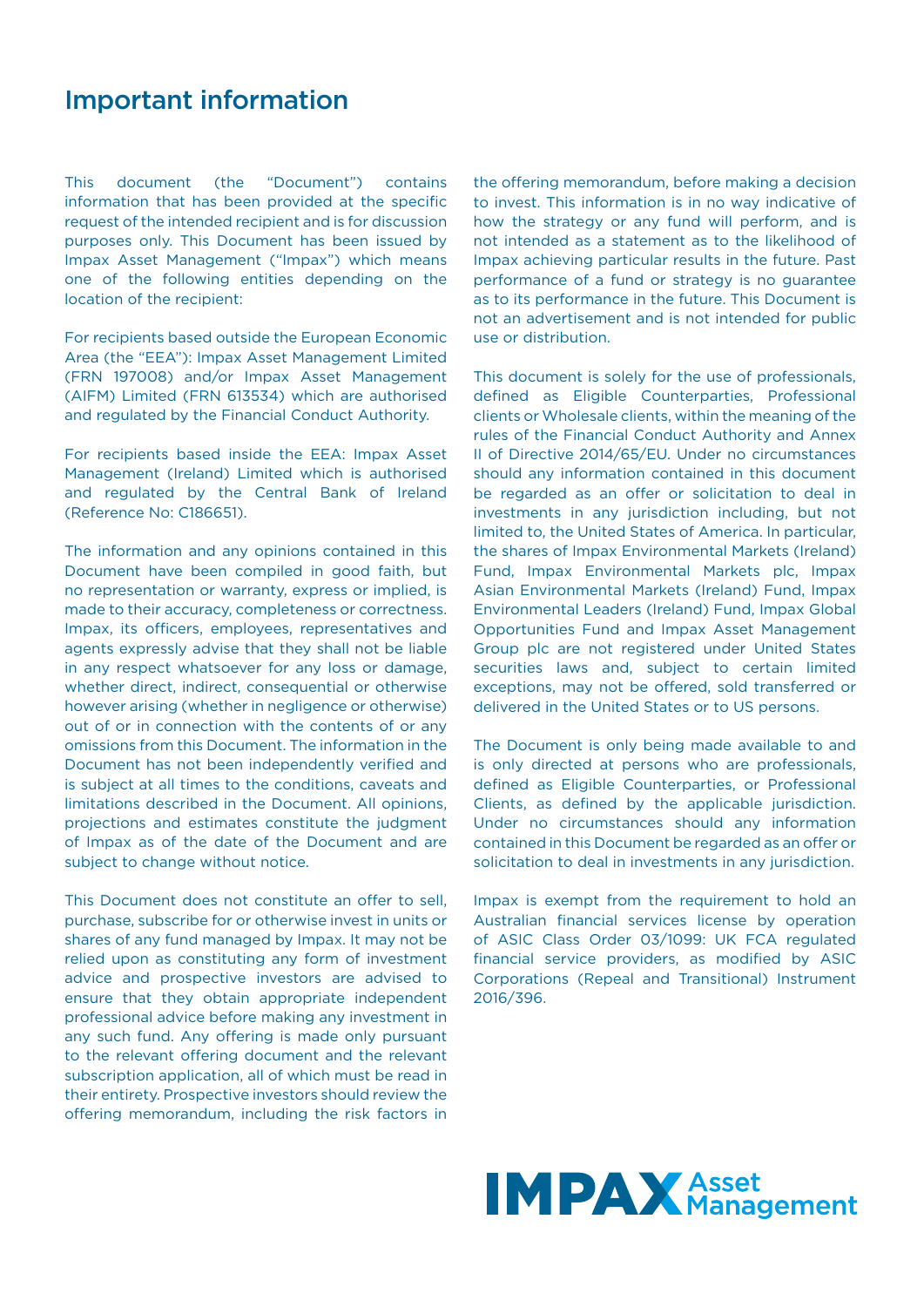## Important information

This document (the "Document") contains information that has been provided at the specific request of the intended recipient and is for discussion purposes only. This Document has been issued by Impax Asset Management ("Impax") which means one of the following entities depending on the location of the recipient:

For recipients based outside the European Economic Area (the "EEA"): Impax Asset Management Limited (FRN 197008) and/or Impax Asset Management (AIFM) Limited (FRN 613534) which are authorised and regulated by the Financial Conduct Authority.

For recipients based inside the EEA: Impax Asset Management (Ireland) Limited which is authorised and regulated by the Central Bank of Ireland (Reference No: C186651).

The information and any opinions contained in this Document have been compiled in good faith, but no representation or warranty, express or implied, is made to their accuracy, completeness or correctness. Impax, its officers, employees, representatives and agents expressly advise that they shall not be liable in any respect whatsoever for any loss or damage, whether direct, indirect, consequential or otherwise however arising (whether in negligence or otherwise) out of or in connection with the contents of or any omissions from this Document. The information in the Document has not been independently verified and is subject at all times to the conditions, caveats and limitations described in the Document. All opinions, projections and estimates constitute the judgment of Impax as of the date of the Document and are subject to change without notice.

This Document does not constitute an offer to sell, purchase, subscribe for or otherwise invest in units or shares of any fund managed by Impax. It may not be relied upon as constituting any form of investment advice and prospective investors are advised to ensure that they obtain appropriate independent professional advice before making any investment in any such fund. Any offering is made only pursuant to the relevant offering document and the relevant subscription application, all of which must be read in their entirety. Prospective investors should review the offering memorandum, including the risk factors in the offering memorandum, before making a decision to invest. This information is in no way indicative of how the strategy or any fund will perform, and is not intended as a statement as to the likelihood of Impax achieving particular results in the future. Past performance of a fund or strategy is no guarantee as to its performance in the future. This Document is not an advertisement and is not intended for public use or distribution.

This document is solely for the use of professionals, defined as Eligible Counterparties, Professional clients or Wholesale clients, within the meaning of the rules of the Financial Conduct Authority and Annex II of Directive 2014/65/EU. Under no circumstances should any information contained in this document be regarded as an offer or solicitation to deal in investments in any jurisdiction including, but not limited to, the United States of America. In particular, the shares of Impax Environmental Markets (Ireland) Fund, Impax Environmental Markets plc, Impax Asian Environmental Markets (Ireland) Fund, Impax Environmental Leaders (Ireland) Fund, Impax Global Opportunities Fund and Impax Asset Management Group plc are not registered under United States securities laws and, subject to certain limited exceptions, may not be offered, sold transferred or delivered in the United States or to US persons.

The Document is only being made available to and is only directed at persons who are professionals, defined as Eligible Counterparties, or Professional Clients, as defined by the applicable jurisdiction. Under no circumstances should any information contained in this Document be regarded as an offer or solicitation to deal in investments in any jurisdiction.

Impax is exempt from the requirement to hold an Australian financial services license by operation of ASIC Class Order 03/1099: UK FCA regulated financial service providers, as modified by ASIC Corporations (Repeal and Transitional) Instrument 2016/396.

IMPAX Asset Management